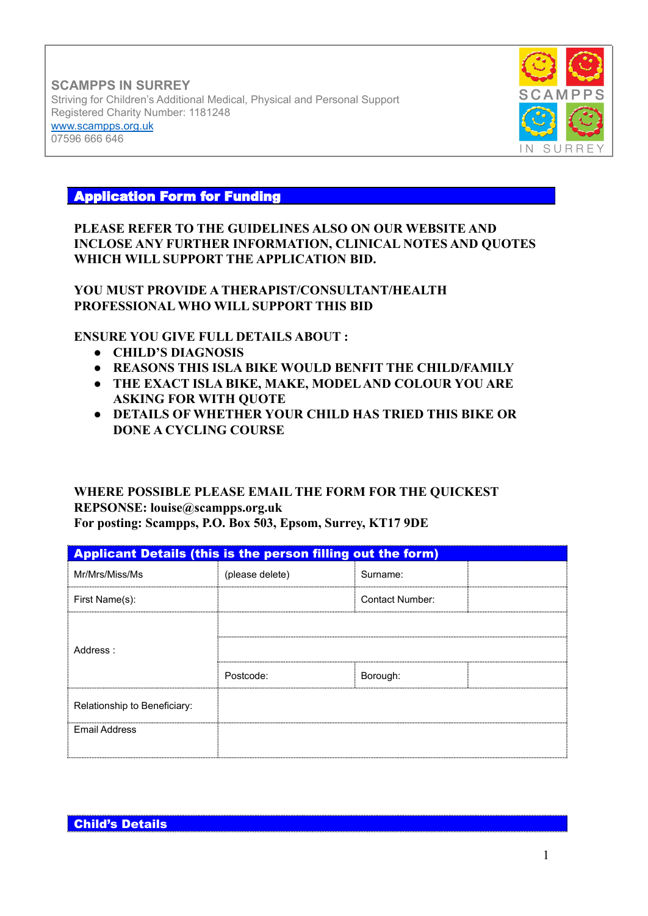**SCAMPPS IN SURREY**
Striving for Children's Additional Medical, Physical and Personal Support
Registered Charity Number: 1181248
www.scampps.org.uk
07596 666 646

SCAMPPS IN SURREY

## Application Form for Funding

**PLEASE REFER TO THE GUIDELINES ALSO ON OUR WEBSITE AND INCLOSE ANY FURTHER INFORMATION, CLINICAL NOTES AND QUOTES WHICH WILL SUPPORT THE APPLICATION BID.**

**YOU MUST PROVIDE A THERAPIST/CONSULTANT/HEALTH PROFESSIONAL WHO WILL SUPPORT THIS BID**

**ENSURE YOU GIVE FULL DETAILS ABOUT :**

- **CHILD'S DIAGNOSIS**
- **REASONS THIS ISLA BIKE WOULD BENFIT THE CHILD/FAMILY**
- **THE EXACT ISLA BIKE, MAKE, MODEL AND COLOUR YOU ARE ASKING FOR WITH QUOTE**
- **DETAILS OF WHETHER YOUR CHILD HAS TRIED THIS BIKE OR DONE A CYCLING COURSE**

**WHERE POSSIBLE PLEASE EMAIL THE FORM FOR THE QUICKEST REPSONSE: louise@scampps.org.uk**
**For posting: Scampps, P.O. Box 503, Epsom, Surrey, KT17 9DE**

## Applicant Details (this is the person filling out the form)

| | | | |
|---|---|---|---|
| Mr/Mrs/Miss/Ms | (please delete) | Surname: | |
| First Name(s): | | Contact Number: | |
| Address : | | | |
| | | | |
| | Postcode: | Borough: | |
| Relationship to Beneficiary: | | | |
| Email Address | | | |

## Child's Details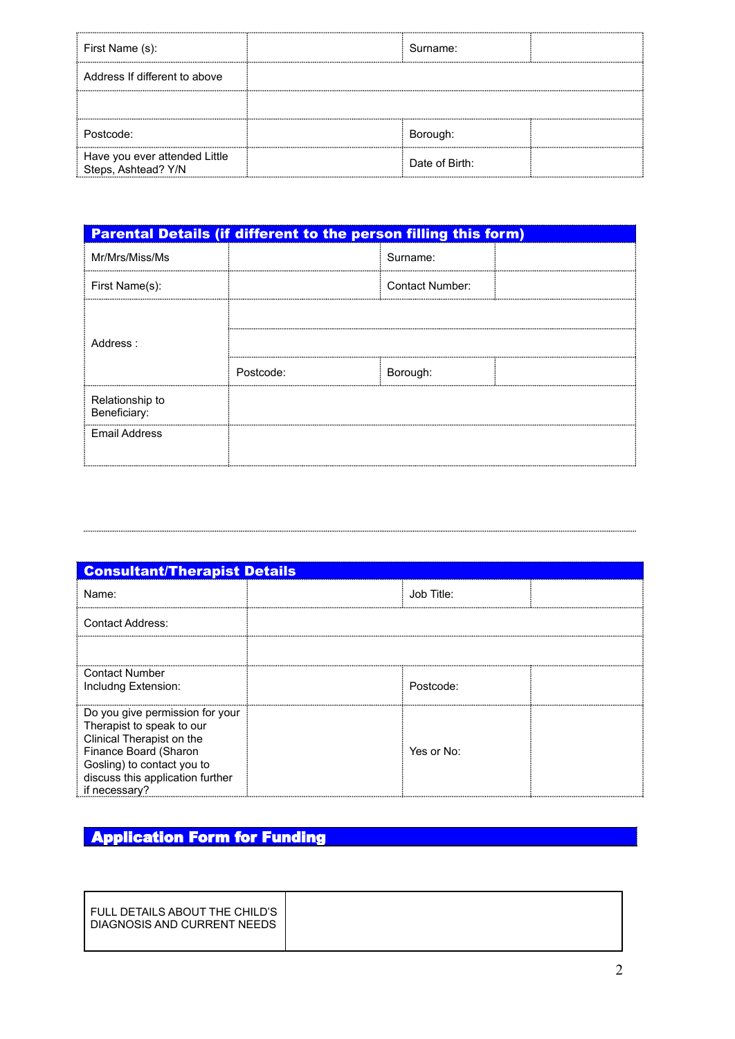| First Name (s): | | Surname: | |
|---|---|---|---|
| Address If different to above | | | |
| | | | |
| Postcode: | | Borough: | |
| Have you ever attended Little Steps, Ashtead? Y/N | | Date of Birth: | |

## Parental Details (if different to the person filling this form)

| Mr/Mrs/Miss/Ms | | Surname: | |
|---|---|---|---|
| First Name(s): | | Contact Number: | |
| Address : | | | |
| | | | |
| | Postcode: | Borough: | |
| Relationship to Beneficiary: | | | |
| Email Address | | | |

## Consultant/Therapist Details

| Name: | | Job Title: | |
|---|---|---|---|
| Contact Address: | | | |
| | | | |
| Contact Number Includng Extension: | | Postcode: | |
| Do you give permission for your Therapist to speak to our Clinical Therapist on the Finance Board (Sharon Gosling) to contact you to discuss this application further if necessary? | | Yes or No: | |

## Application Form for Funding

| FULL DETAILS ABOUT THE CHILD'S DIAGNOSIS AND CURRENT NEEDS | |
|---|---|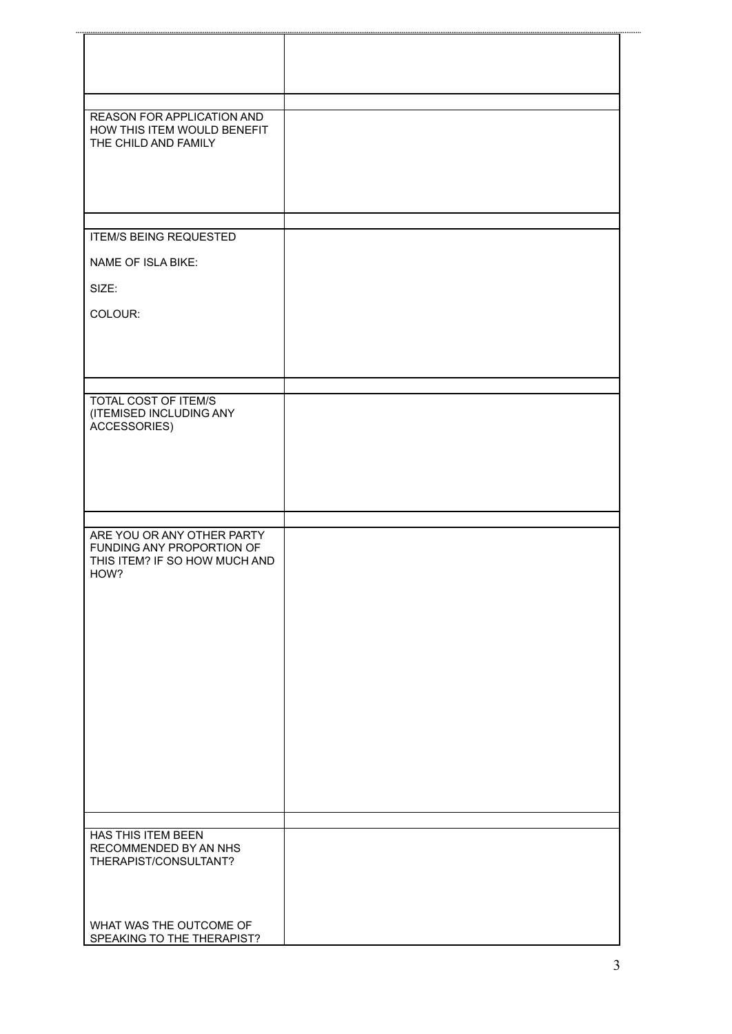| | |
|---|---|
| | |
| REASON FOR APPLICATION AND HOW THIS ITEM WOULD BENEFIT THE CHILD AND FAMILY | |
| ITEM/S BEING REQUESTED<br><br>NAME OF ISLA BIKE:<br><br>SIZE:<br><br>COLOUR: | |
| TOTAL COST OF ITEM/S (ITEMISED INCLUDING ANY ACCESSORIES) | |
| ARE YOU OR ANY OTHER PARTY FUNDING ANY PROPORTION OF THIS ITEM? IF SO HOW MUCH AND HOW? | |
| HAS THIS ITEM BEEN RECOMMENDED BY AN NHS THERAPIST/CONSULTANT?<br><br>WHAT WAS THE OUTCOME OF SPEAKING TO THE THERAPIST? | |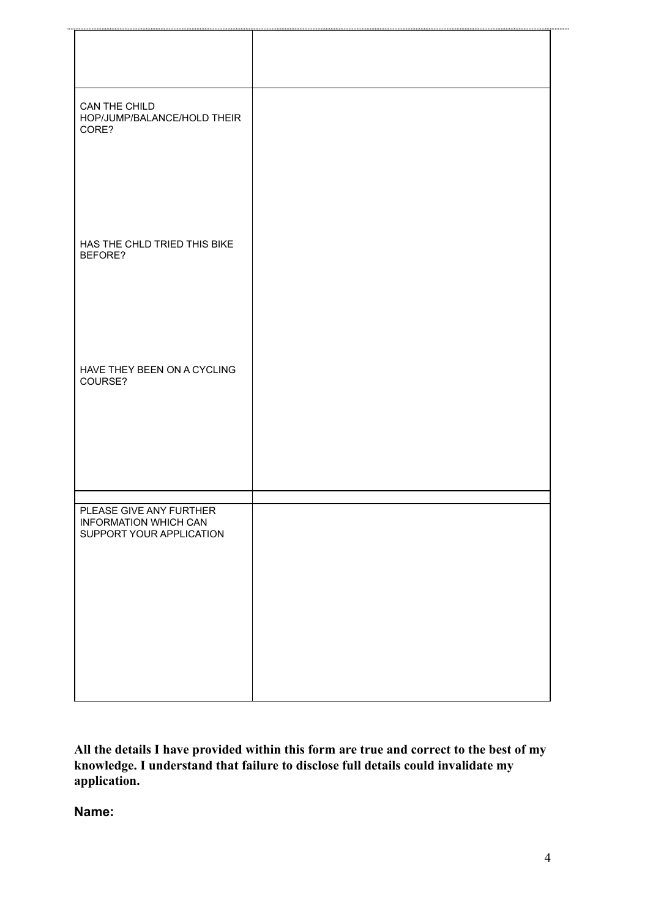| | |
|---|---|
| | |
| CAN THE CHILD HOP/JUMP/BALANCE/HOLD THEIR CORE?<br><br>HAS THE CHLD TRIED THIS BIKE BEFORE?<br><br>HAVE THEY BEEN ON A CYCLING COURSE? | |
| | |
| PLEASE GIVE ANY FURTHER INFORMATION WHICH CAN SUPPORT YOUR APPLICATION | |

**All the details I have provided within this form are true and correct to the best of my knowledge. I understand that failure to disclose full details could invalidate my application.**

**Name:**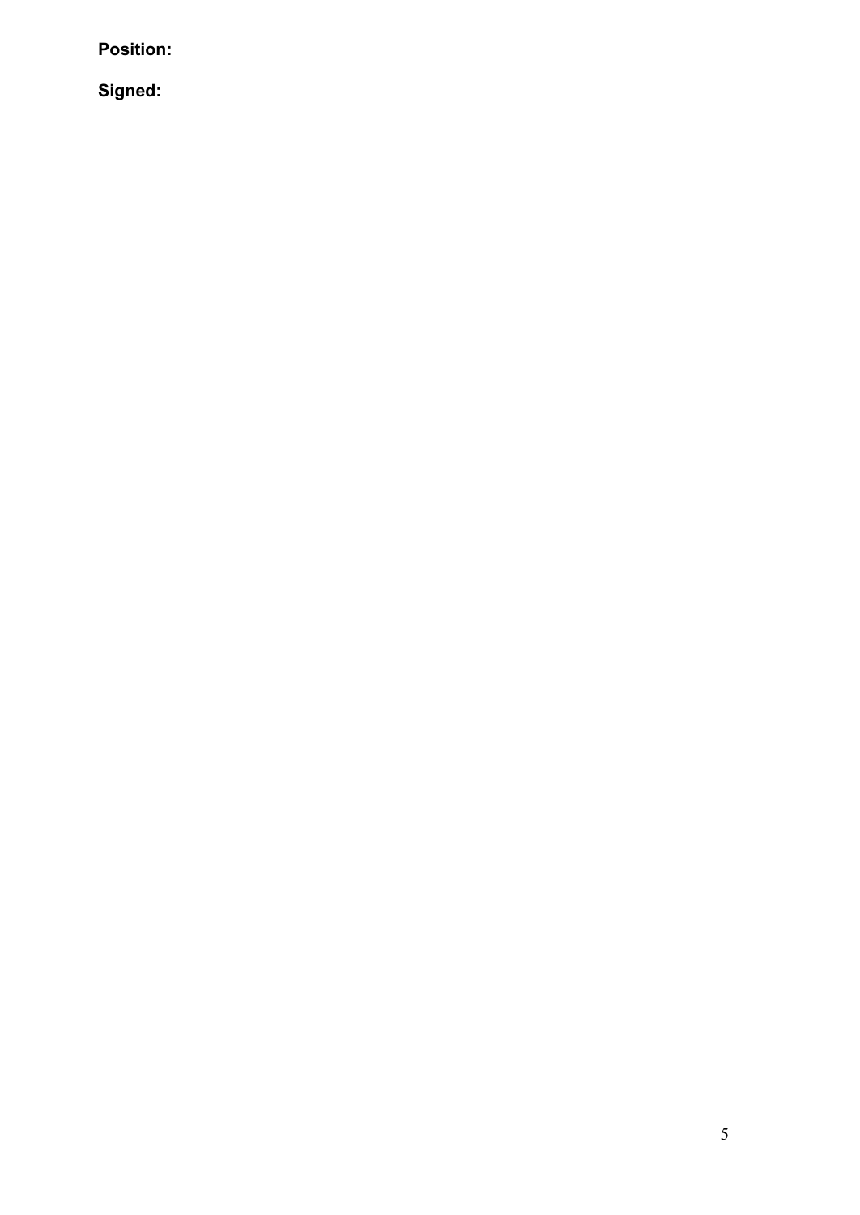**Position:**

**Signed:**